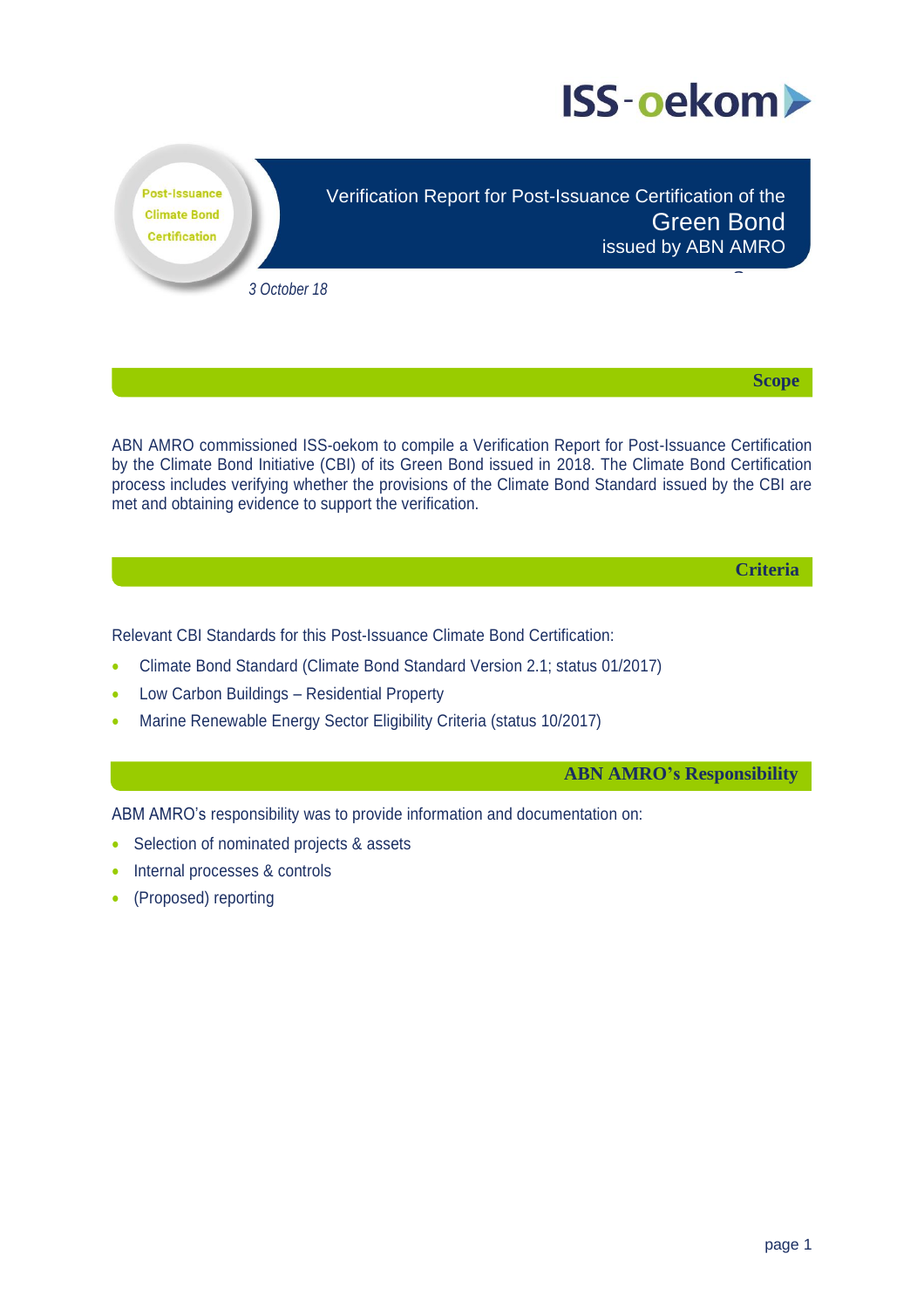ISS-oekom

Post-Issuance Climate Bond Certification

# Verification Report for Post-Issuance Certification of the Green Bond issued by ABN AMRO

*3 October 18*

## Scope

ABN AMRO commissioned ISS-oekom to compile a Verification Report for Post-Issuance Certification by the Climate Bond Initiative (CBI) of its Green Bond issued in 2018. The Climate Bond Certification process includes verifying whether the provisions of the Climate Bond Standard issued by the CBI are met and obtaining evidence to support the verification.

## Criteria

Relevant CBI Standards for this Post-Issuance Climate Bond Certification:

- Climate Bond Standard (Climate Bond Standard Version 2.1; status 01/2017)
- Low Carbon Buildings – Residential Property
- Marine Renewable Energy Sector Eligibility Criteria (status 10/2017)

## ABN AMRO's Responsibility

ABM AMRO's responsibility was to provide information and documentation on:

- Selection of nominated projects & assets
- Internal processes & controls
- (Proposed) reporting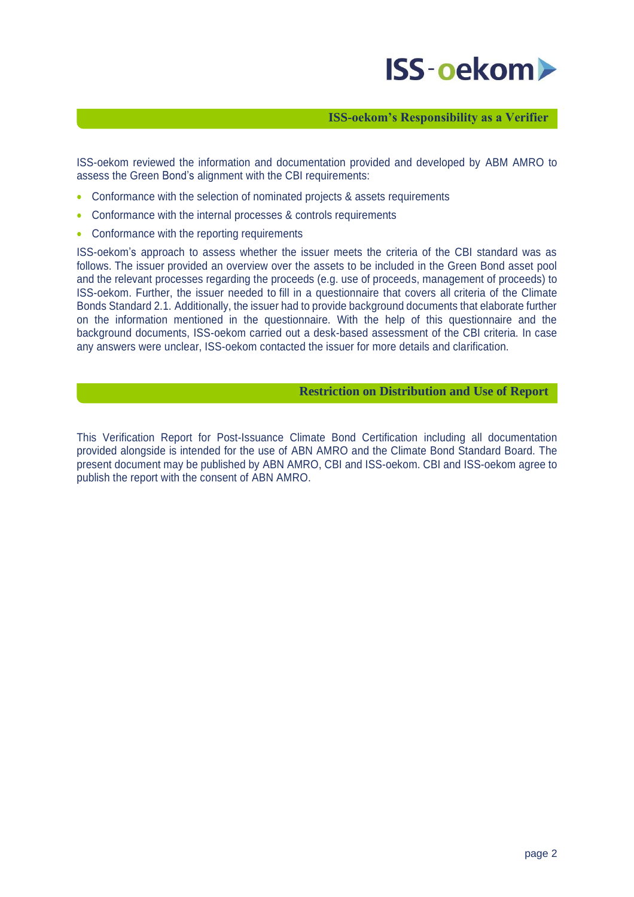## ISS-oekom's Responsibility as a Verifier

ISS-oekom reviewed the information and documentation provided and developed by ABM AMRO to assess the Green Bond's alignment with the CBI requirements:

- Conformance with the selection of nominated projects & assets requirements
- Conformance with the internal processes & controls requirements
- Conformance with the reporting requirements

ISS-oekom's approach to assess whether the issuer meets the criteria of the CBI standard was as follows. The issuer provided an overview over the assets to be included in the Green Bond asset pool and the relevant processes regarding the proceeds (e.g. use of proceeds, management of proceeds) to ISS-oekom. Further, the issuer needed to fill in a questionnaire that covers all criteria of the Climate Bonds Standard 2.1. Additionally, the issuer had to provide background documents that elaborate further on the information mentioned in the questionnaire. With the help of this questionnaire and the background documents, ISS-oekom carried out a desk-based assessment of the CBI criteria. In case any answers were unclear, ISS-oekom contacted the issuer for more details and clarification.

## Restriction on Distribution and Use of Report

This Verification Report for Post-Issuance Climate Bond Certification including all documentation provided alongside is intended for the use of ABN AMRO and the Climate Bond Standard Board. The present document may be published by ABN AMRO, CBI and ISS-oekom. CBI and ISS-oekom agree to publish the report with the consent of ABN AMRO.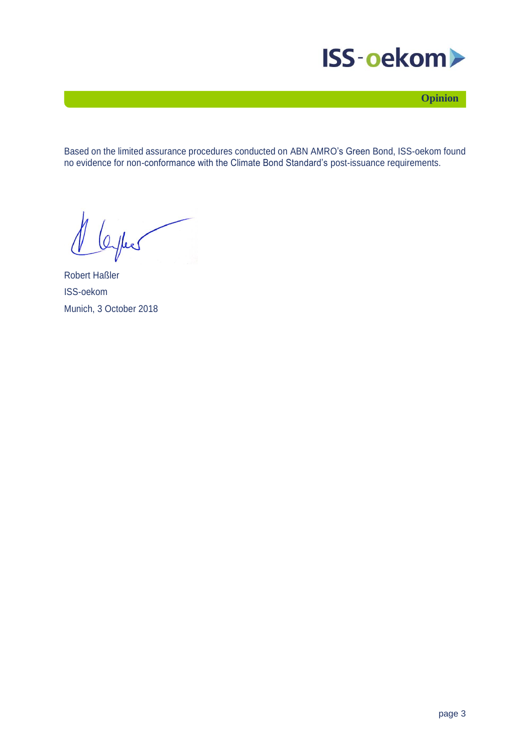## Opinion

Based on the limited assurance procedures conducted on ABN AMRO's Green Bond, ISS-oekom found no evidence for non-conformance with the Climate Bond Standard's post-issuance requirements.

Robert Haßler

ISS-oekom

Munich, 3 October 2018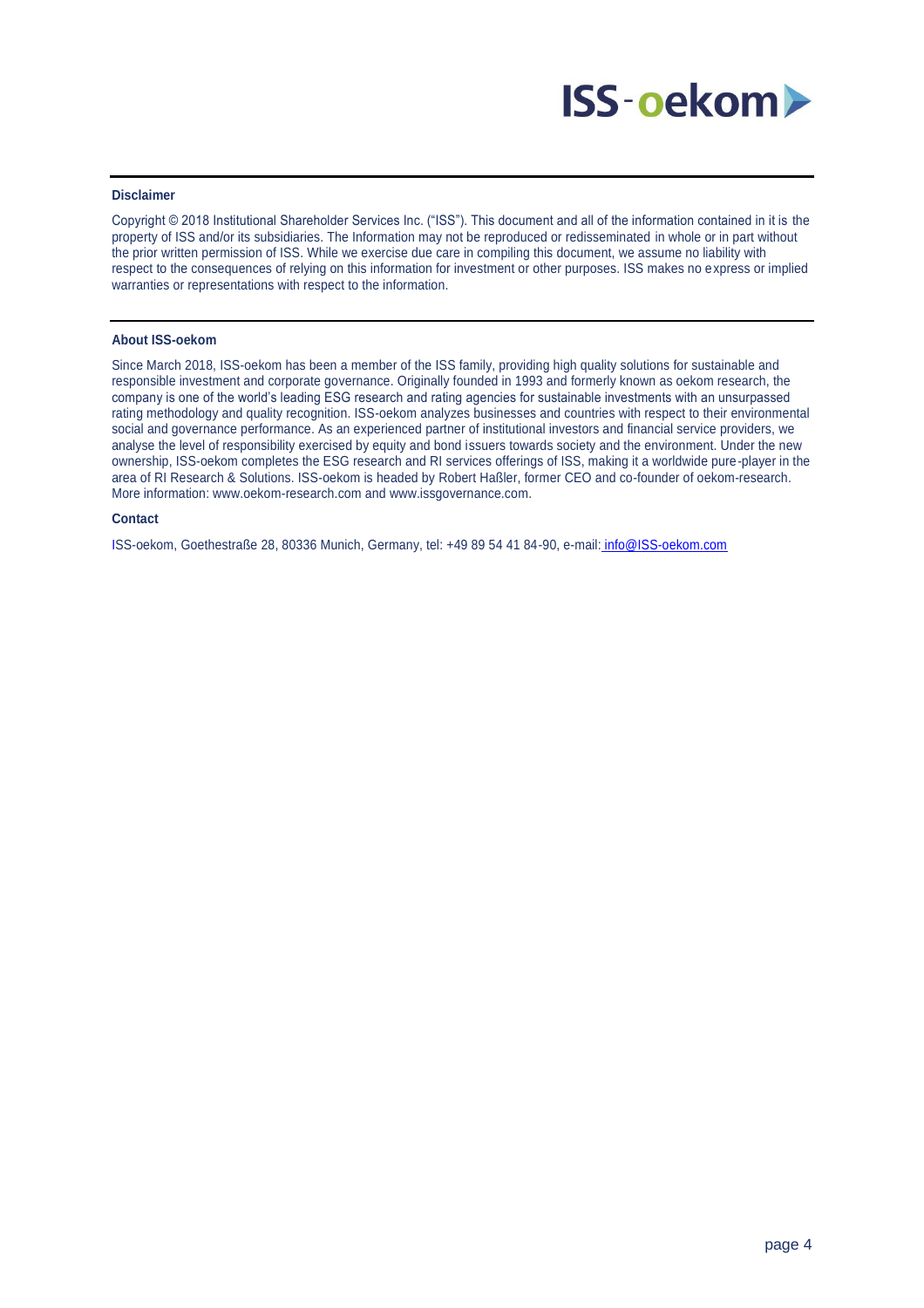ISS-oekom

### Disclaimer

Copyright © 2018 Institutional Shareholder Services Inc. ("ISS"). This document and all of the information contained in it is the property of ISS and/or its subsidiaries. The Information may not be reproduced or redisseminated in whole or in part without the prior written permission of ISS. While we exercise due care in compiling this document, we assume no liability with respect to the consequences of relying on this information for investment or other purposes. ISS makes no express or implied warranties or representations with respect to the information.

### About ISS-oekom

Since March 2018, ISS-oekom has been a member of the ISS family, providing high quality solutions for sustainable and responsible investment and corporate governance. Originally founded in 1993 and formerly known as oekom research, the company is one of the world's leading ESG research and rating agencies for sustainable investments with an unsurpassed rating methodology and quality recognition. ISS-oekom analyzes businesses and countries with respect to their environmental social and governance performance. As an experienced partner of institutional investors and financial service providers, we analyse the level of responsibility exercised by equity and bond issuers towards society and the environment. Under the new ownership, ISS-oekom completes the ESG research and RI services offerings of ISS, making it a worldwide pure-player in the area of RI Research & Solutions. ISS-oekom is headed by Robert Haßler, former CEO and co-founder of oekom-research. More information: www.oekom-research.com and www.issgovernance.com.

### Contact

ISS-oekom, Goethestraße 28, 80336 Munich, Germany, tel: +49 89 54 41 84-90, e-mail: info@ISS-oekom.com